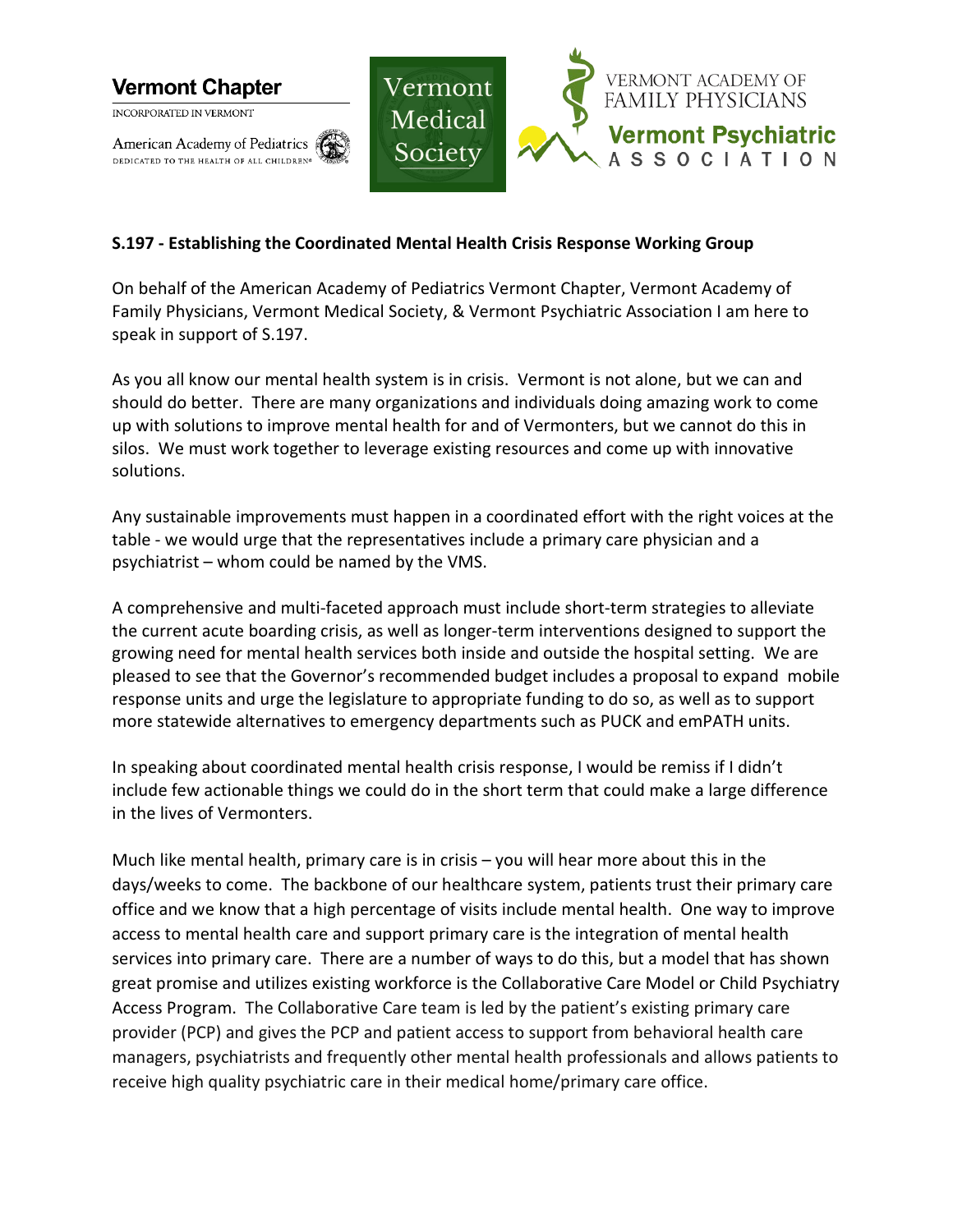**Vermont Chapter**

INCORPORATED IN VERMONT

American Academy of Pediatrics

DEDICATED TO THE HEALTH OF ALL CHILDREN

Vermont Medical Society

VERMONT ACADEMY OF FAMILY PHYSICIANS

**Vermont Psychiatric ASSOCIATION**

**S.197 - Establishing the Coordinated Mental Health Crisis Response Working Group**

On behalf of the American Academy of Pediatrics Vermont Chapter, Vermont Academy of Family Physicians, Vermont Medical Society, & Vermont Psychiatric Association I am here to speak in support of S.197.

As you all know our mental health system is in crisis. Vermont is not alone, but we can and should do better. There are many organizations and individuals doing amazing work to come up with solutions to improve mental health for and of Vermonters, but we cannot do this in silos. We must work together to leverage existing resources and come up with innovative solutions.

Any sustainable improvements must happen in a coordinated effort with the right voices at the table - we would urge that the representatives include a primary care physician and a psychiatrist – whom could be named by the VMS.

A comprehensive and multi-faceted approach must include short-term strategies to alleviate the current acute boarding crisis, as well as longer-term interventions designed to support the growing need for mental health services both inside and outside the hospital setting. We are pleased to see that the Governor's recommended budget includes a proposal to expand mobile response units and urge the legislature to appropriate funding to do so, as well as to support more statewide alternatives to emergency departments such as PUCK and emPATH units.

In speaking about coordinated mental health crisis response, I would be remiss if I didn't include few actionable things we could do in the short term that could make a large difference in the lives of Vermonters.

Much like mental health, primary care is in crisis – you will hear more about this in the days/weeks to come. The backbone of our healthcare system, patients trust their primary care office and we know that a high percentage of visits include mental health. One way to improve access to mental health care and support primary care is the integration of mental health services into primary care. There are a number of ways to do this, but a model that has shown great promise and utilizes existing workforce is the Collaborative Care Model or Child Psychiatry Access Program. The Collaborative Care team is led by the patient's existing primary care provider (PCP) and gives the PCP and patient access to support from behavioral health care managers, psychiatrists and frequently other mental health professionals and allows patients to receive high quality psychiatric care in their medical home/primary care office.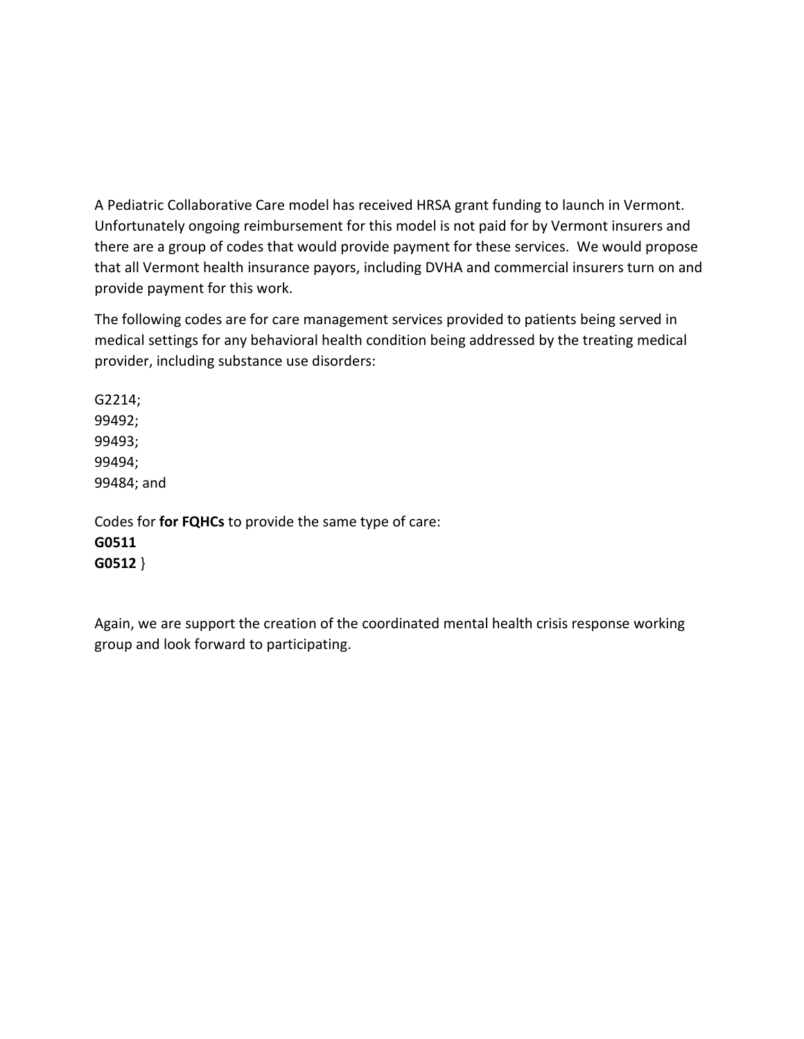A Pediatric Collaborative Care model has received HRSA grant funding to launch in Vermont. Unfortunately ongoing reimbursement for this model is not paid for by Vermont insurers and there are a group of codes that would provide payment for these services. We would propose that all Vermont health insurance payors, including DVHA and commercial insurers turn on and provide payment for this work.

The following codes are for care management services provided to patients being served in medical settings for any behavioral health condition being addressed by the treating medical provider, including substance use disorders:

G2214;
99492;
99493;
99494;
99484; and

Codes for **for FQHCs** to provide the same type of care:
**G0511**
**G0512** }

Again, we are support the creation of the coordinated mental health crisis response working group and look forward to participating.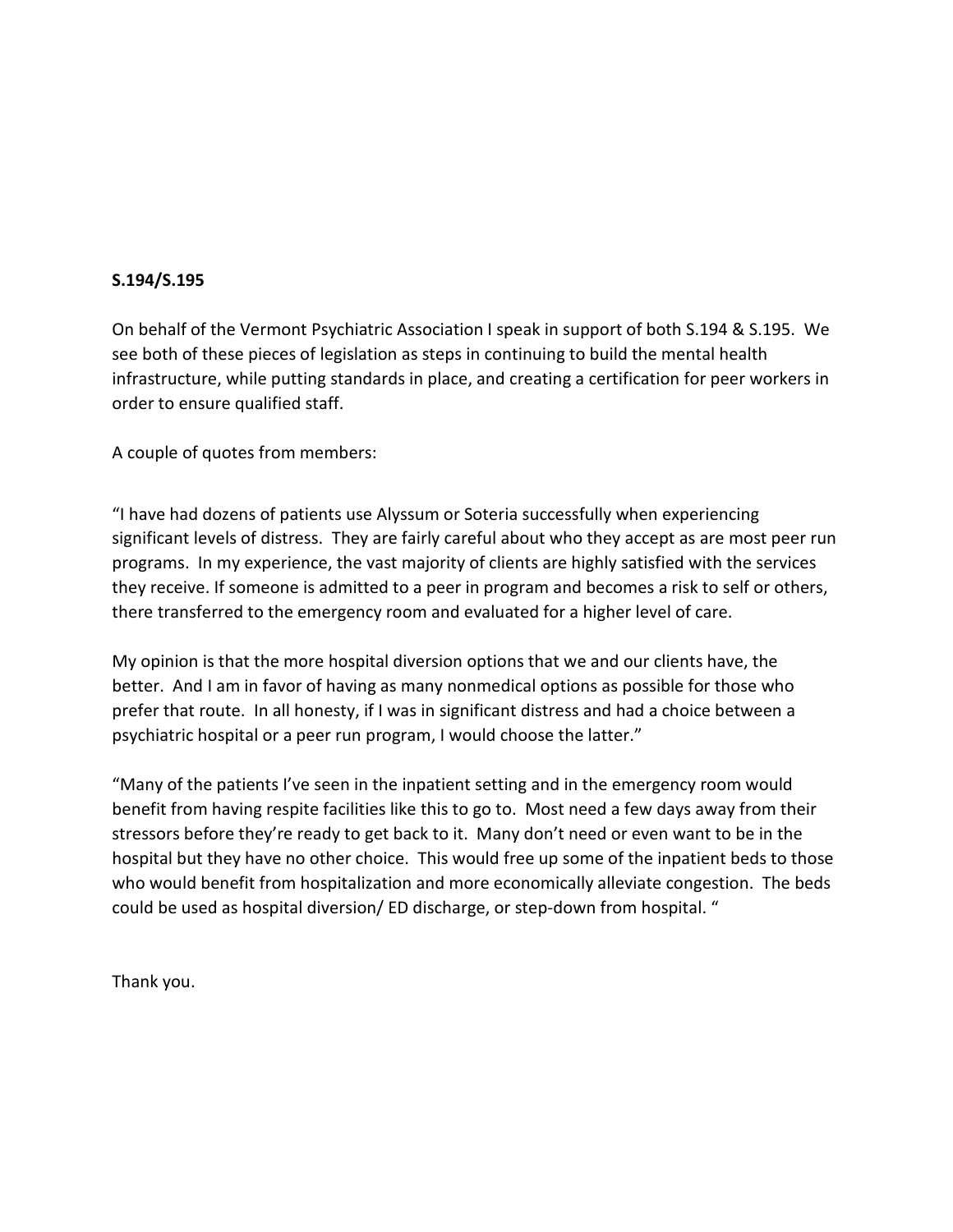**S.194/S.195**

On behalf of the Vermont Psychiatric Association I speak in support of both S.194 & S.195. We see both of these pieces of legislation as steps in continuing to build the mental health infrastructure, while putting standards in place, and creating a certification for peer workers in order to ensure qualified staff.

A couple of quotes from members:

"I have had dozens of patients use Alyssum or Soteria successfully when experiencing significant levels of distress. They are fairly careful about who they accept as are most peer run programs. In my experience, the vast majority of clients are highly satisfied with the services they receive. If someone is admitted to a peer in program and becomes a risk to self or others, there transferred to the emergency room and evaluated for a higher level of care.

My opinion is that the more hospital diversion options that we and our clients have, the better. And I am in favor of having as many nonmedical options as possible for those who prefer that route. In all honesty, if I was in significant distress and had a choice between a psychiatric hospital or a peer run program, I would choose the latter."

"Many of the patients I've seen in the inpatient setting and in the emergency room would benefit from having respite facilities like this to go to. Most need a few days away from their stressors before they're ready to get back to it. Many don't need or even want to be in the hospital but they have no other choice. This would free up some of the inpatient beds to those who would benefit from hospitalization and more economically alleviate congestion. The beds could be used as hospital diversion/ ED discharge, or step-down from hospital. "

Thank you.